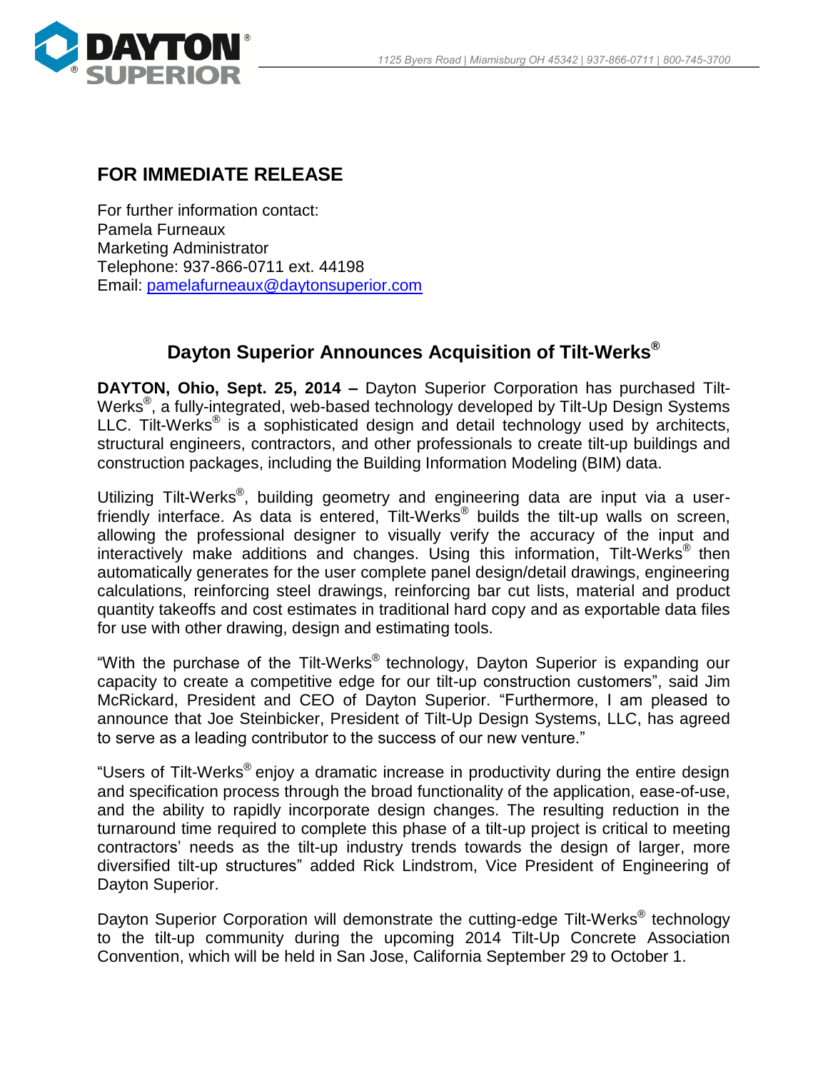1125 Byers Road | Miamisburg OH 45342 | 937-866-0711 | 800-745-3700

## FOR IMMEDIATE RELEASE

For further information contact:
Pamela Furneaux
Marketing Administrator
Telephone: 937-866-0711 ext. 44198
Email: pamelafurneaux@daytonsuperior.com

# Dayton Superior Announces Acquisition of Tilt-Werks®

**DAYTON, Ohio, Sept. 25, 2014 –** Dayton Superior Corporation has purchased Tilt-Werks®, a fully-integrated, web-based technology developed by Tilt-Up Design Systems LLC. Tilt-Werks® is a sophisticated design and detail technology used by architects, structural engineers, contractors, and other professionals to create tilt-up buildings and construction packages, including the Building Information Modeling (BIM) data.

Utilizing Tilt-Werks®, building geometry and engineering data are input via a user-friendly interface. As data is entered, Tilt-Werks® builds the tilt-up walls on screen, allowing the professional designer to visually verify the accuracy of the input and interactively make additions and changes. Using this information, Tilt-Werks® then automatically generates for the user complete panel design/detail drawings, engineering calculations, reinforcing steel drawings, reinforcing bar cut lists, material and product quantity takeoffs and cost estimates in traditional hard copy and as exportable data files for use with other drawing, design and estimating tools.

"With the purchase of the Tilt-Werks® technology, Dayton Superior is expanding our capacity to create a competitive edge for our tilt-up construction customers", said Jim McRickard, President and CEO of Dayton Superior. "Furthermore, I am pleased to announce that Joe Steinbicker, President of Tilt-Up Design Systems, LLC, has agreed to serve as a leading contributor to the success of our new venture."

"Users of Tilt-Werks® enjoy a dramatic increase in productivity during the entire design and specification process through the broad functionality of the application, ease-of-use, and the ability to rapidly incorporate design changes. The resulting reduction in the turnaround time required to complete this phase of a tilt-up project is critical to meeting contractors' needs as the tilt-up industry trends towards the design of larger, more diversified tilt-up structures" added Rick Lindstrom, Vice President of Engineering of Dayton Superior.

Dayton Superior Corporation will demonstrate the cutting-edge Tilt-Werks® technology to the tilt-up community during the upcoming 2014 Tilt-Up Concrete Association Convention, which will be held in San Jose, California September 29 to October 1.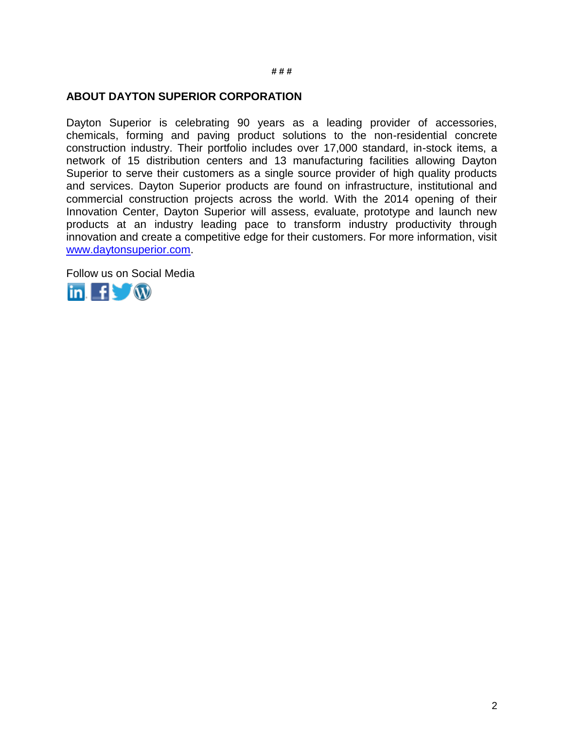# # #

## ABOUT DAYTON SUPERIOR CORPORATION

Dayton Superior is celebrating 90 years as a leading provider of accessories, chemicals, forming and paving product solutions to the non-residential concrete construction industry. Their portfolio includes over 17,000 standard, in-stock items, a network of 15 distribution centers and 13 manufacturing facilities allowing Dayton Superior to serve their customers as a single source provider of high quality products and services. Dayton Superior products are found on infrastructure, institutional and commercial construction projects across the world. With the 2014 opening of their Innovation Center, Dayton Superior will assess, evaluate, prototype and launch new products at an industry leading pace to transform industry productivity through innovation and create a competitive edge for their customers. For more information, visit www.daytonsuperior.com.

Follow us on Social Media